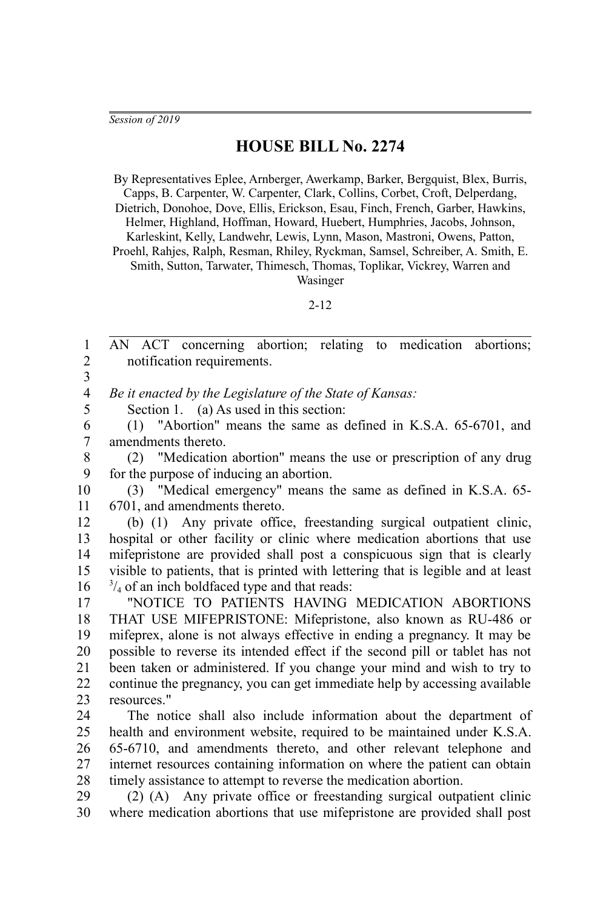*Session of 2019*

# HOUSE BILL No. 2274

By Representatives Eplee, Arnberger, Awerkamp, Barker, Bergquist, Blex, Burris, Capps, B. Carpenter, W. Carpenter, Clark, Collins, Corbet, Croft, Delperdang, Dietrich, Donohoe, Dove, Ellis, Erickson, Esau, Finch, French, Garber, Hawkins, Helmer, Highland, Hoffman, Howard, Huebert, Humphries, Jacobs, Johnson, Karleskint, Kelly, Landwehr, Lewis, Lynn, Mason, Mastroni, Owens, Patton, Proehl, Rahjes, Ralph, Resman, Rhiley, Ryckman, Samsel, Schreiber, A. Smith, E. Smith, Sutton, Tarwater, Thimesch, Thomas, Toplikar, Vickrey, Warren and Wasinger

2-12

AN ACT concerning abortion; relating to medication abortions; notification requirements.

*Be it enacted by the Legislature of the State of Kansas:*

Section 1. (a) As used in this section:

(1) "Abortion" means the same as defined in K.S.A. 65-6701, and amendments thereto.

(2) "Medication abortion" means the use or prescription of any drug for the purpose of inducing an abortion.

(3) "Medical emergency" means the same as defined in K.S.A. 65-6701, and amendments thereto.

(b) (1) Any private office, freestanding surgical outpatient clinic, hospital or other facility or clinic where medication abortions that use mifepristone are provided shall post a conspicuous sign that is clearly visible to patients, that is printed with lettering that is legible and at least $^{3}/_{4}$ of an inch boldfaced type and that reads:

"NOTICE TO PATIENTS HAVING MEDICATION ABORTIONS THAT USE MIFEPRISTONE: Mifepristone, also known as RU-486 or mifeprex, alone is not always effective in ending a pregnancy. It may be possible to reverse its intended effect if the second pill or tablet has not been taken or administered. If you change your mind and wish to try to continue the pregnancy, you can get immediate help by accessing available resources."

The notice shall also include information about the department of health and environment website, required to be maintained under K.S.A. 65-6710, and amendments thereto, and other relevant telephone and internet resources containing information on where the patient can obtain timely assistance to attempt to reverse the medication abortion.

(2) (A) Any private office or freestanding surgical outpatient clinic where medication abortions that use mifepristone are provided shall post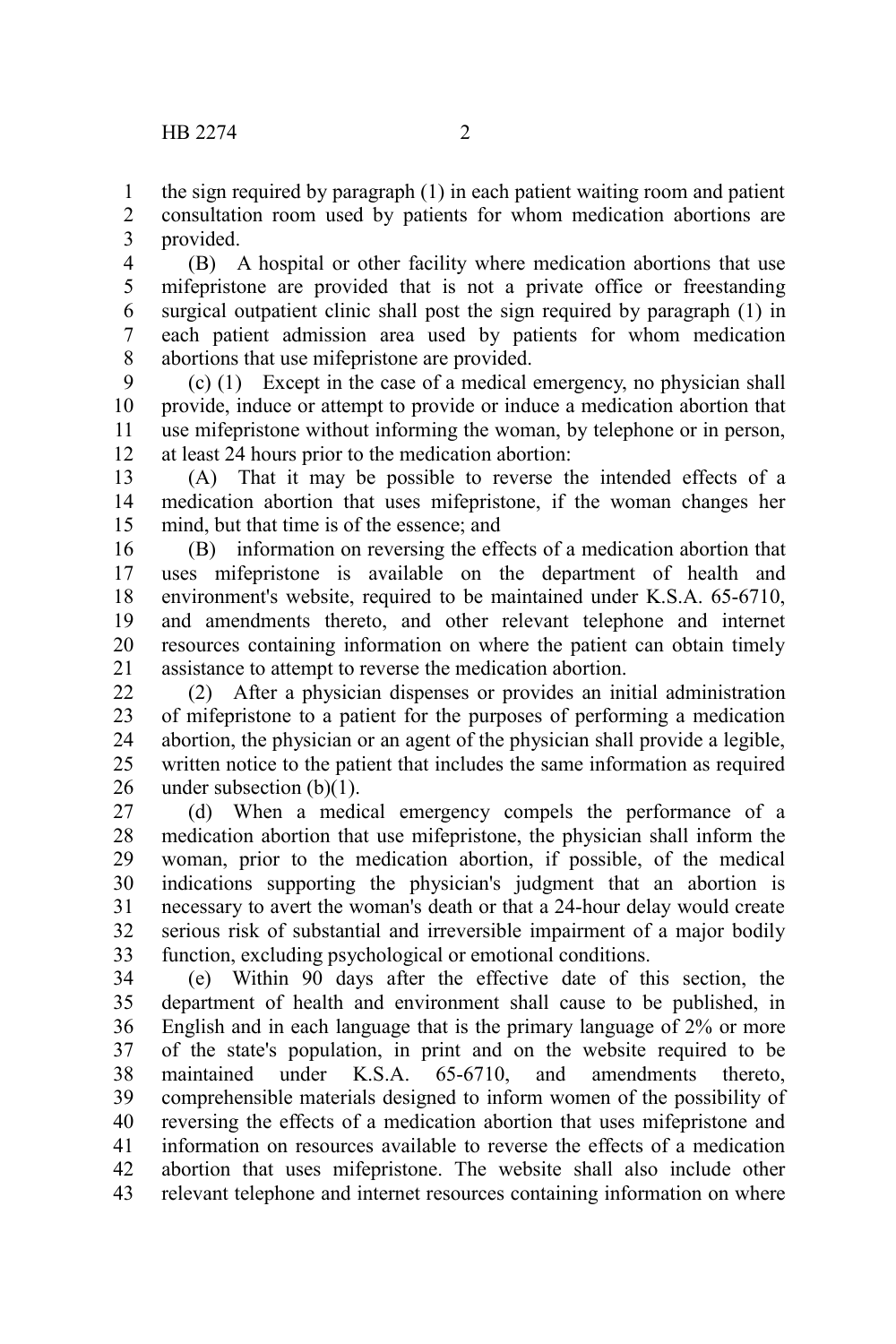the sign required by paragraph (1) in each patient waiting room and patient consultation room used by patients for whom medication abortions are provided.

(B) A hospital or other facility where medication abortions that use mifepristone are provided that is not a private office or freestanding surgical outpatient clinic shall post the sign required by paragraph (1) in each patient admission area used by patients for whom medication abortions that use mifepristone are provided.

(c) (1) Except in the case of a medical emergency, no physician shall provide, induce or attempt to provide or induce a medication abortion that use mifepristone without informing the woman, by telephone or in person, at least 24 hours prior to the medication abortion:

(A) That it may be possible to reverse the intended effects of a medication abortion that uses mifepristone, if the woman changes her mind, but that time is of the essence; and

(B) information on reversing the effects of a medication abortion that uses mifepristone is available on the department of health and environment's website, required to be maintained under K.S.A. 65-6710, and amendments thereto, and other relevant telephone and internet resources containing information on where the patient can obtain timely assistance to attempt to reverse the medication abortion.

(2) After a physician dispenses or provides an initial administration of mifepristone to a patient for the purposes of performing a medication abortion, the physician or an agent of the physician shall provide a legible, written notice to the patient that includes the same information as required under subsection (b)(1).

(d) When a medical emergency compels the performance of a medication abortion that use mifepristone, the physician shall inform the woman, prior to the medication abortion, if possible, of the medical indications supporting the physician's judgment that an abortion is necessary to avert the woman's death or that a 24-hour delay would create serious risk of substantial and irreversible impairment of a major bodily function, excluding psychological or emotional conditions.

(e) Within 90 days after the effective date of this section, the department of health and environment shall cause to be published, in English and in each language that is the primary language of 2% or more of the state's population, in print and on the website required to be maintained under K.S.A. 65-6710, and amendments thereto, comprehensible materials designed to inform women of the possibility of reversing the effects of a medication abortion that uses mifepristone and information on resources available to reverse the effects of a medication abortion that uses mifepristone. The website shall also include other relevant telephone and internet resources containing information on where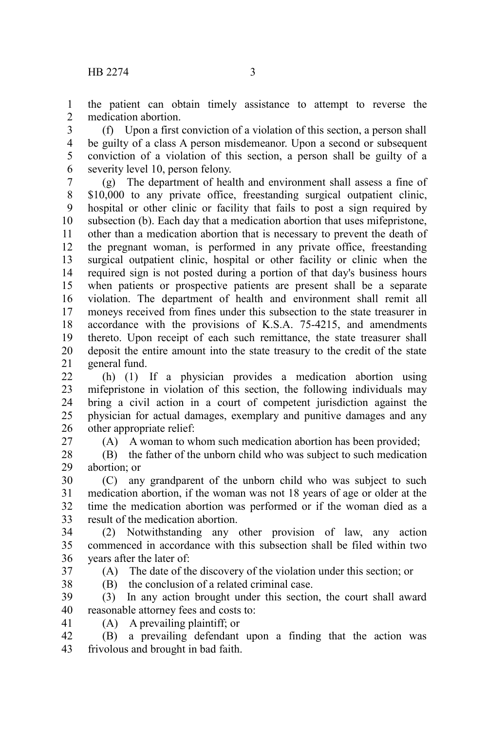the patient can obtain timely assistance to attempt to reverse the medication abortion.

(f) Upon a first conviction of a violation of this section, a person shall be guilty of a class A person misdemeanor. Upon a second or subsequent conviction of a violation of this section, a person shall be guilty of a severity level 10, person felony.

(g) The department of health and environment shall assess a fine of $10,000 to any private office, freestanding surgical outpatient clinic, hospital or other clinic or facility that fails to post a sign required by subsection (b). Each day that a medication abortion that uses mifepristone, other than a medication abortion that is necessary to prevent the death of the pregnant woman, is performed in any private office, freestanding surgical outpatient clinic, hospital or other facility or clinic when the required sign is not posted during a portion of that day's business hours when patients or prospective patients are present shall be a separate violation. The department of health and environment shall remit all moneys received from fines under this subsection to the state treasurer in accordance with the provisions of K.S.A. 75-4215, and amendments thereto. Upon receipt of each such remittance, the state treasurer shall deposit the entire amount into the state treasury to the credit of the state general fund.

(h) (1) If a physician provides a medication abortion using mifepristone in violation of this section, the following individuals may bring a civil action in a court of competent jurisdiction against the physician for actual damages, exemplary and punitive damages and any other appropriate relief:

(A) A woman to whom such medication abortion has been provided;

(B) the father of the unborn child who was subject to such medication abortion; or

(C) any grandparent of the unborn child who was subject to such medication abortion, if the woman was not 18 years of age or older at the time the medication abortion was performed or if the woman died as a result of the medication abortion.

(2) Notwithstanding any other provision of law, any action commenced in accordance with this subsection shall be filed within two years after the later of:

(A) The date of the discovery of the violation under this section; or

(B) the conclusion of a related criminal case.

(3) In any action brought under this section, the court shall award reasonable attorney fees and costs to:

(A) A prevailing plaintiff; or

(B) a prevailing defendant upon a finding that the action was frivolous and brought in bad faith.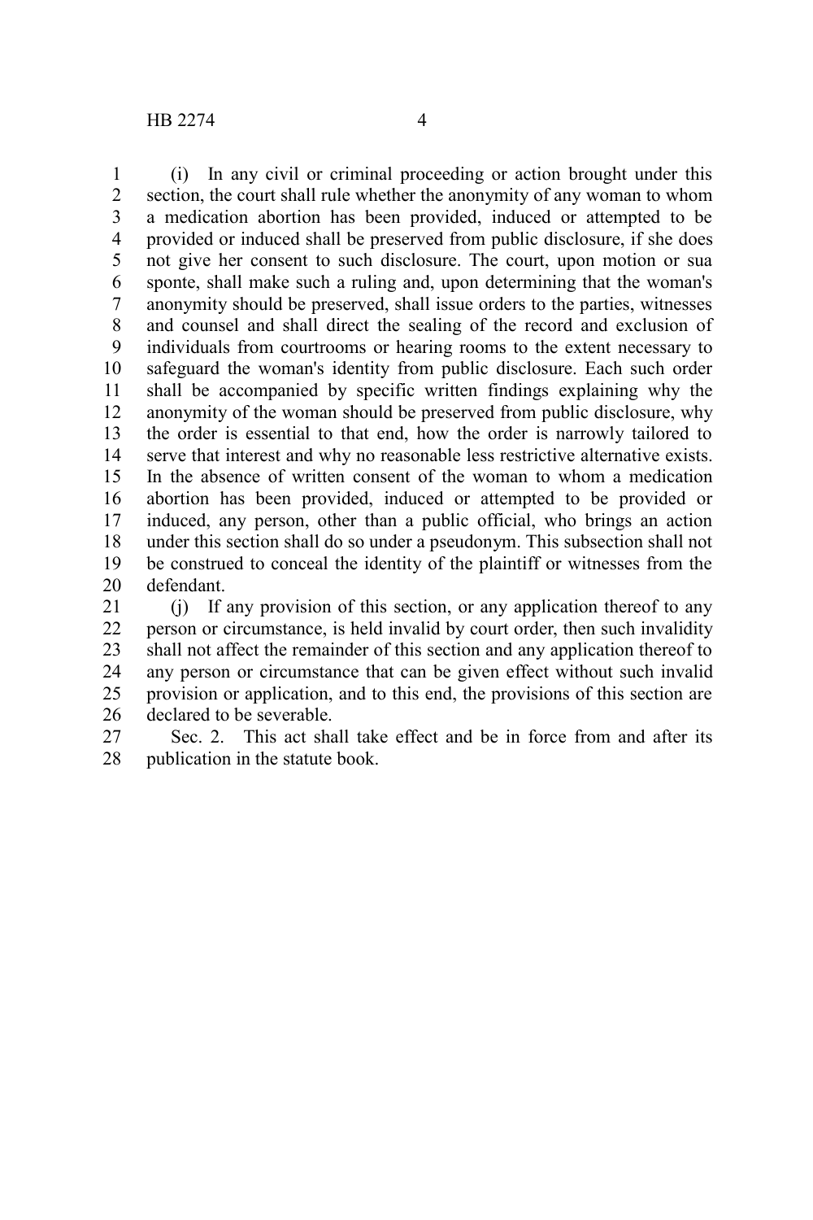(i) In any civil or criminal proceeding or action brought under this section, the court shall rule whether the anonymity of any woman to whom a medication abortion has been provided, induced or attempted to be provided or induced shall be preserved from public disclosure, if she does not give her consent to such disclosure. The court, upon motion or sua sponte, shall make such a ruling and, upon determining that the woman's anonymity should be preserved, shall issue orders to the parties, witnesses and counsel and shall direct the sealing of the record and exclusion of individuals from courtrooms or hearing rooms to the extent necessary to safeguard the woman's identity from public disclosure. Each such order shall be accompanied by specific written findings explaining why the anonymity of the woman should be preserved from public disclosure, why the order is essential to that end, how the order is narrowly tailored to serve that interest and why no reasonable less restrictive alternative exists. In the absence of written consent of the woman to whom a medication abortion has been provided, induced or attempted to be provided or induced, any person, other than a public official, who brings an action under this section shall do so under a pseudonym. This subsection shall not be construed to conceal the identity of the plaintiff or witnesses from the defendant.

(j) If any provision of this section, or any application thereof to any person or circumstance, is held invalid by court order, then such invalidity shall not affect the remainder of this section and any application thereof to any person or circumstance that can be given effect without such invalid provision or application, and to this end, the provisions of this section are declared to be severable.

Sec. 2. This act shall take effect and be in force from and after its publication in the statute book.